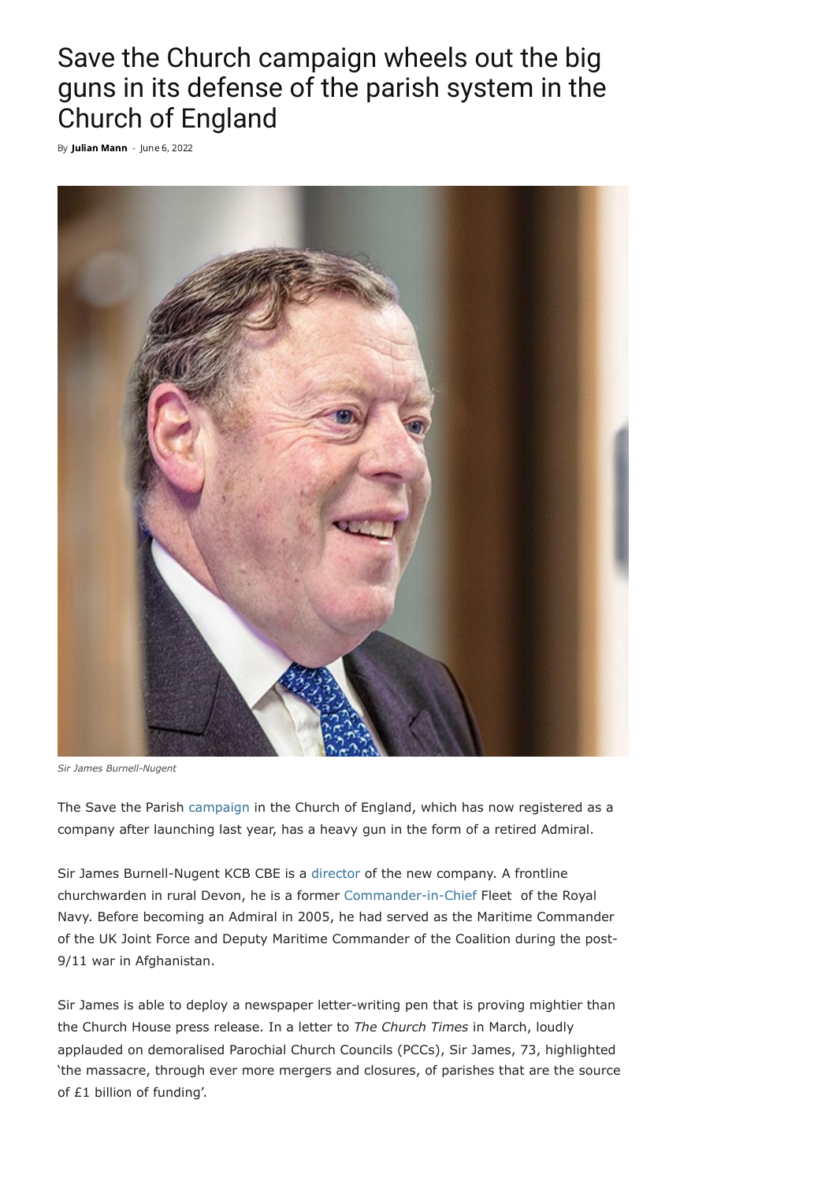# Save the Church campaign wheels out the big guns in its defense of the parish system in the Church of England

By **Julian Mann** - June 6, 2022

*Sir James Burnell-Nugent*

The Save the Parish campaign in the Church of England, which has now registered as a company after launching last year, has a heavy gun in the form of a retired Admiral.

Sir James Burnell-Nugent KCB CBE is a director of the new company. A frontline churchwarden in rural Devon, he is a former Commander-in-Chief Fleet of the Royal Navy. Before becoming an Admiral in 2005, he had served as the Maritime Commander of the UK Joint Force and Deputy Maritime Commander of the Coalition during the post-9/11 war in Afghanistan.

Sir James is able to deploy a newspaper letter-writing pen that is proving mightier than the Church House press release. In a letter to *The Church Times* in March, loudly applauded on demoralised Parochial Church Councils (PCCs), Sir James, 73, highlighted 'the massacre, through ever more mergers and closures, of parishes that are the source of £1 billion of funding'.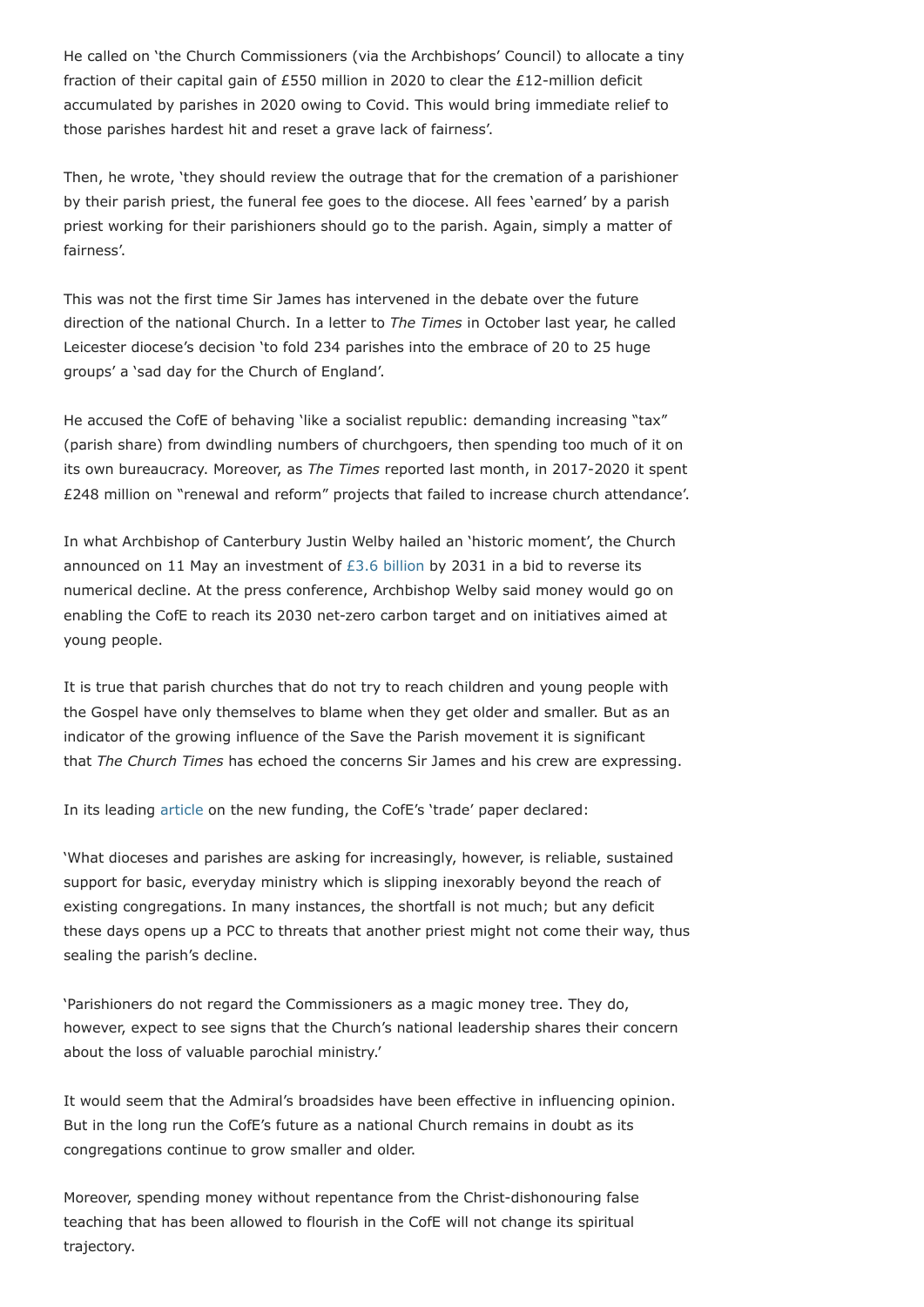He called on 'the Church Commissioners (via the Archbishops' Council) to allocate a tiny fraction of their capital gain of £550 million in 2020 to clear the £12-million deficit accumulated by parishes in 2020 owing to Covid. This would bring immediate relief to those parishes hardest hit and reset a grave lack of fairness'.

Then, he wrote, 'they should review the outrage that for the cremation of a parishioner by their parish priest, the funeral fee goes to the diocese. All fees 'earned' by a parish priest working for their parishioners should go to the parish. Again, simply a matter of fairness'.

This was not the first time Sir James has intervened in the debate over the future direction of the national Church. In a letter to *The Times* in October last year, he called Leicester diocese's decision 'to fold 234 parishes into the embrace of 20 to 25 huge groups' a 'sad day for the Church of England'.

He accused the CofE of behaving 'like a socialist republic: demanding increasing "tax" (parish share) from dwindling numbers of churchgoers, then spending too much of it on its own bureaucracy. Moreover, as *The Times* reported last month, in 2017-2020 it spent £248 million on "renewal and reform" projects that failed to increase church attendance'.

In what Archbishop of Canterbury Justin Welby hailed an 'historic moment', the Church announced on 11 May an investment of £3.6 billion by 2031 in a bid to reverse its numerical decline. At the press conference, Archbishop Welby said money would go on enabling the CofE to reach its 2030 net-zero carbon target and on initiatives aimed at young people.

It is true that parish churches that do not try to reach children and young people with the Gospel have only themselves to blame when they get older and smaller. But as an indicator of the growing influence of the Save the Parish movement it is significant that *The Church Times* has echoed the concerns Sir James and his crew are expressing.

In its leading article on the new funding, the CofE's 'trade' paper declared:

'What dioceses and parishes are asking for increasingly, however, is reliable, sustained support for basic, everyday ministry which is slipping inexorably beyond the reach of existing congregations. In many instances, the shortfall is not much; but any deficit these days opens up a PCC to threats that another priest might not come their way, thus sealing the parish's decline.

'Parishioners do not regard the Commissioners as a magic money tree. They do, however, expect to see signs that the Church's national leadership shares their concern about the loss of valuable parochial ministry.'

It would seem that the Admiral's broadsides have been effective in influencing opinion. But in the long run the CofE's future as a national Church remains in doubt as its congregations continue to grow smaller and older.

Moreover, spending money without repentance from the Christ-dishonouring false teaching that has been allowed to flourish in the CofE will not change its spiritual trajectory.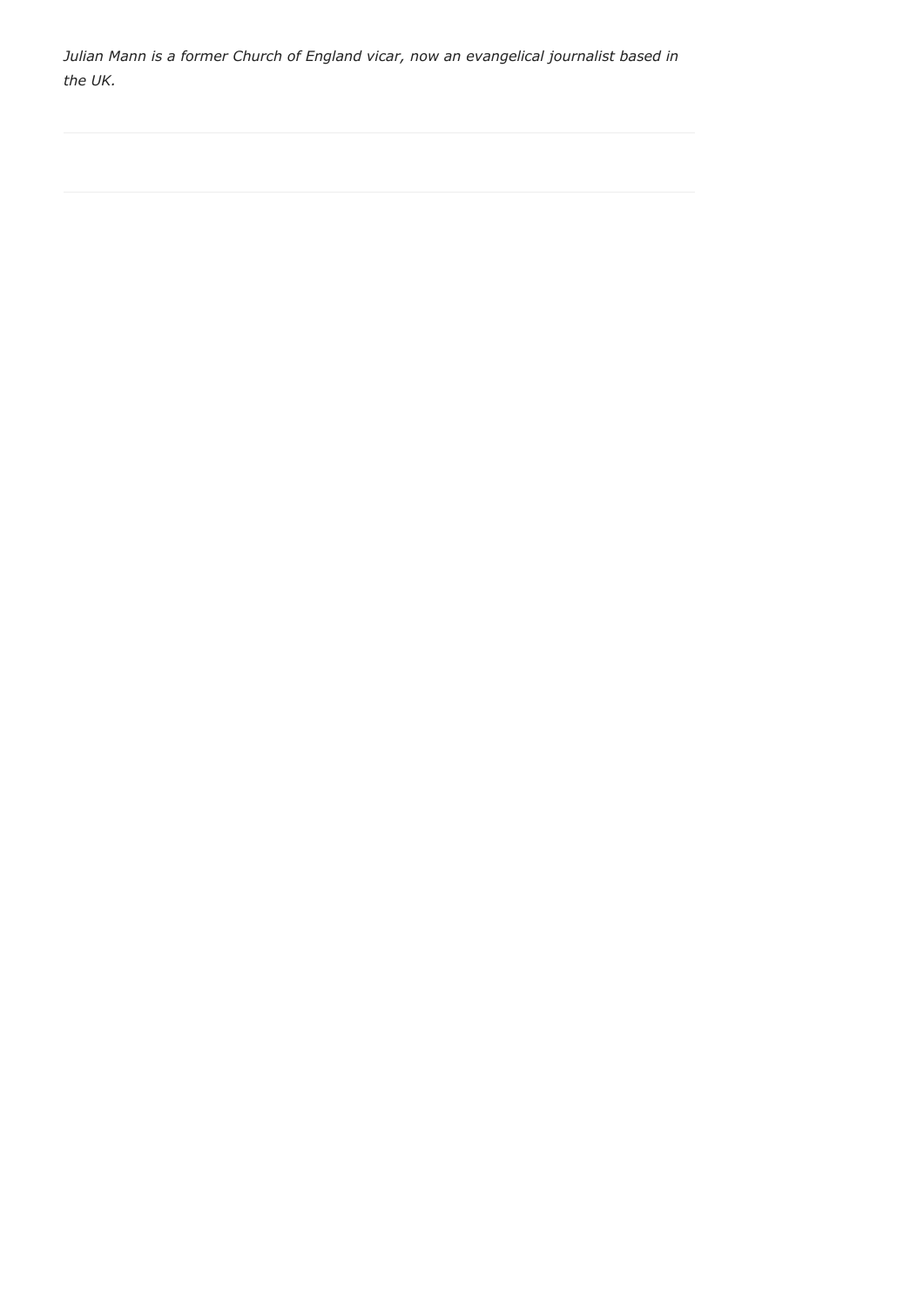*Julian Mann is a former Church of England vicar, now an evangelical journalist based in the UK.*